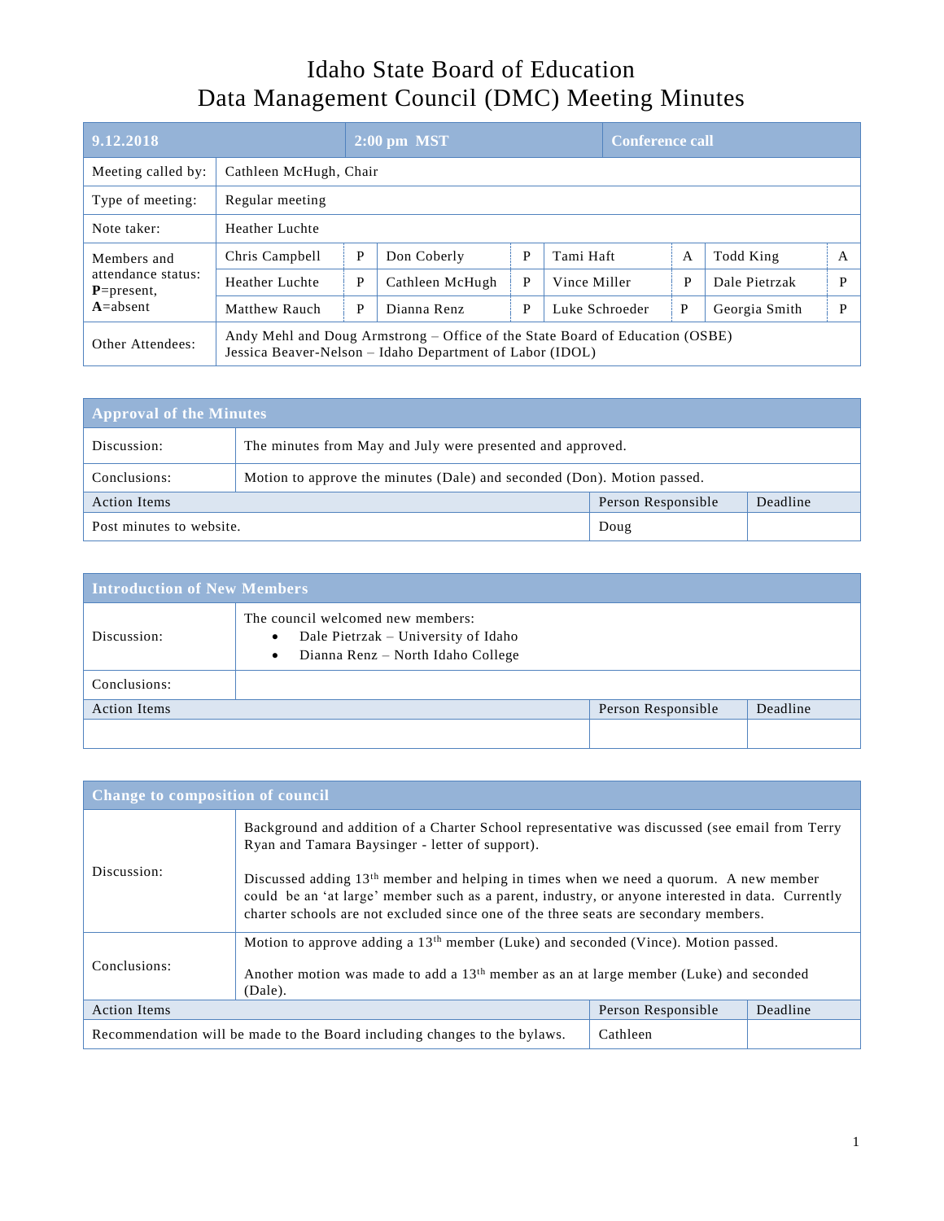# Idaho State Board of Education
# Data Management Council (DMC) Meeting Minutes

| 9.12.2018 | | 2:00 pm MST | | | | Conference call | | |
|---|---|---|---|---|---|---|---|---|
| Meeting called by: | Cathleen McHugh, Chair | | | | | | | |
| Type of meeting: | Regular meeting | | | | | | | |
| Note taker: | Heather Luchte | | | | | | | |
| Members and attendance status: **P**=present, **A**=absent | Chris Campbell | P | Don Coberly | P | Tami Haft | A | Todd King | A |
| | Heather Luchte | P | Cathleen McHugh | P | Vince Miller | P | Dale Pietrzak | P |
| | Matthew Rauch | P | Dianna Renz | P | Luke Schroeder | P | Georgia Smith | P |
| Other Attendees: | Andy Mehl and Doug Armstrong – Office of the State Board of Education (OSBE)<br>Jessica Beaver-Nelson – Idaho Department of Labor (IDOL) | | | | | | | |

## Approval of the Minutes

| | | | |
|---|---|---|---|
| Discussion: | The minutes from May and July were presented and approved. | | |
| Conclusions: | Motion to approve the minutes (Dale) and seconded (Don). Motion passed. | | |
| **Action Items** | | **Person Responsible** | **Deadline** |
| Post minutes to website. | | Doug | |

## Introduction of New Members

| | | | |
|---|---|---|---|
| Discussion: | The council welcomed new members:<br>• Dale Pietrzak – University of Idaho<br>• Dianna Renz – North Idaho College | | |
| Conclusions: | | | |
| **Action Items** | | **Person Responsible** | **Deadline** |
| | | | |

## Change to composition of council

| | | | |
|---|---|---|---|
| Discussion: | Background and addition of a Charter School representative was discussed (see email from Terry Ryan and Tamara Baysinger - letter of support).<br><br>Discussed adding 13th member and helping in times when we need a quorum. A new member could be an 'at large' member such as a parent, industry, or anyone interested in data. Currently charter schools are not excluded since one of the three seats are secondary members. | | |
| Conclusions: | Motion to approve adding a 13th member (Luke) and seconded (Vince). Motion passed.<br><br>Another motion was made to add a 13th member as an at large member (Luke) and seconded (Dale). | | |
| **Action Items** | | **Person Responsible** | **Deadline** |
| Recommendation will be made to the Board including changes to the bylaws. | | Cathleen | |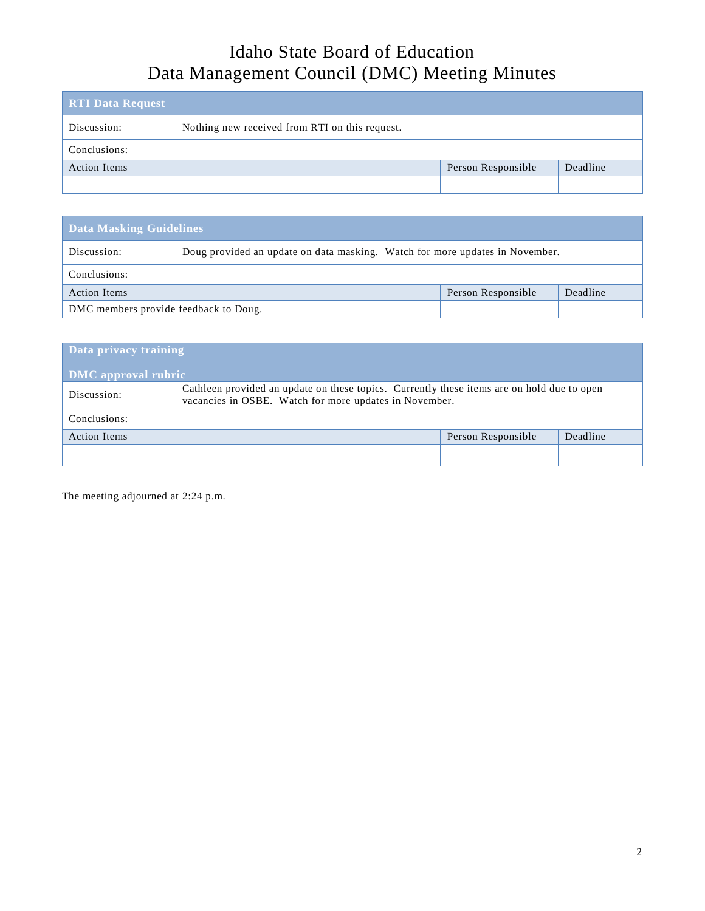# Idaho State Board of Education
# Data Management Council (DMC) Meeting Minutes

| RTI Data Request | | |
|---|---|---|
| Discussion: | Nothing new received from RTI on this request. | |
| Conclusions: | | |
| Action Items | Person Responsible | Deadline |
| | | |

| Data Masking Guidelines | | |
|---|---|---|
| Discussion: | Doug provided an update on data masking. Watch for more updates in November. | |
| Conclusions: | | |
| Action Items | Person Responsible | Deadline |
| DMC members provide feedback to Doug. | | |

| Data privacy training<br><br>DMC approval rubric | | |
|---|---|---|
| Discussion: | Cathleen provided an update on these topics. Currently these items are on hold due to open vacancies in OSBE. Watch for more updates in November. | |
| Conclusions: | | |
| Action Items | Person Responsible | Deadline |
| | | |

The meeting adjourned at 2:24 p.m.